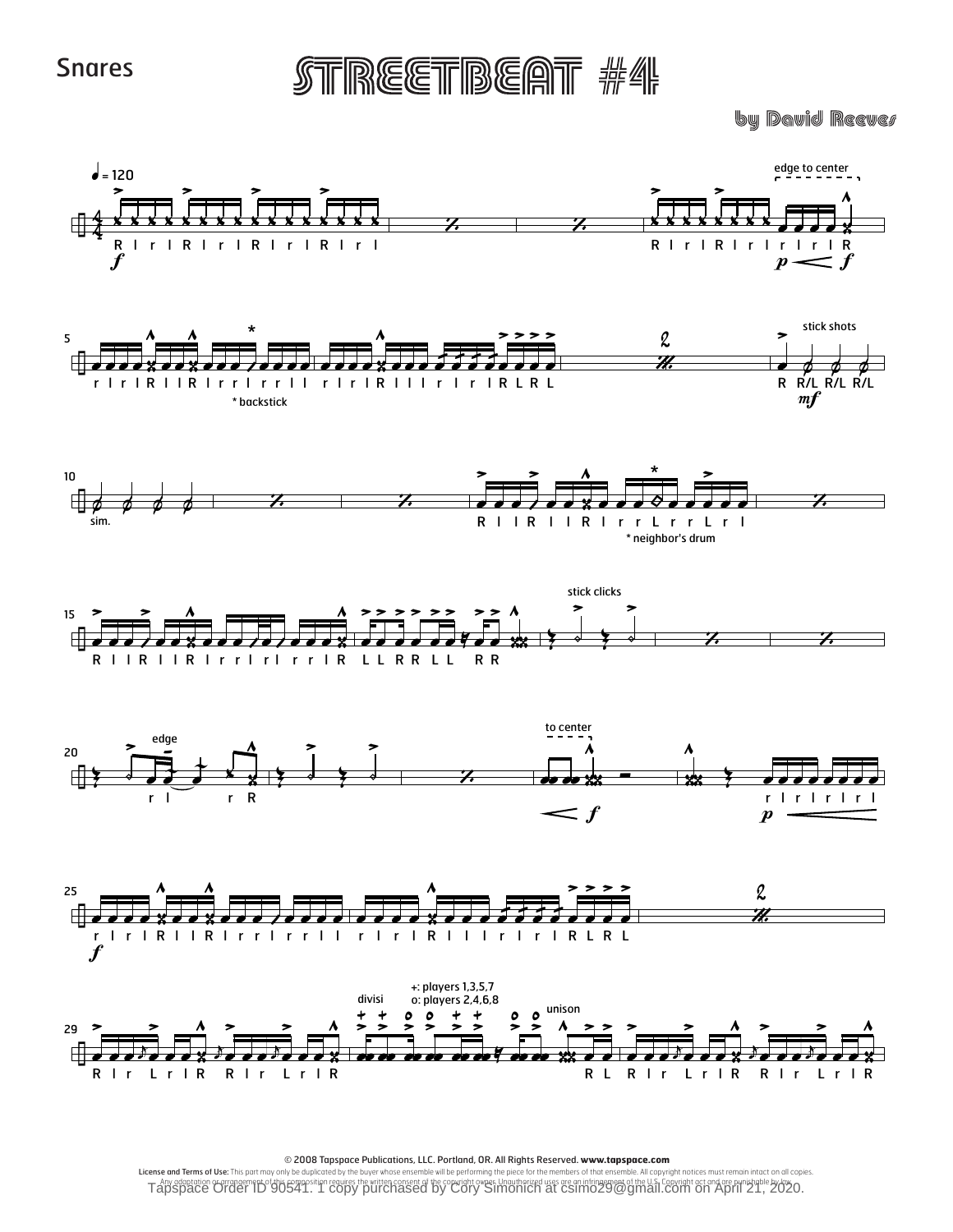Snares

# STREETBEAT #4

**by David Reeves**

© 2008 Tapspace Publications, LLC. Portland, OR. All Rights Reserved. **www.tapspace.com**

**License and Terms of Use:** This part may only be duplicated by the buyer whose ensemble will be performing the piece for the members of that ensemble. All copyright notices must remain intact on all copies. Any adaptation or arrangement of this composition requires the written consent of the copyright owner. Unauthorized uses are an infringement of the U.S. Copyright act and are punishable by law.

Tapspace Order ID 90541. 1 copy purchased by Cory Simonich at csimo29@gmail.com on April 21, 2020.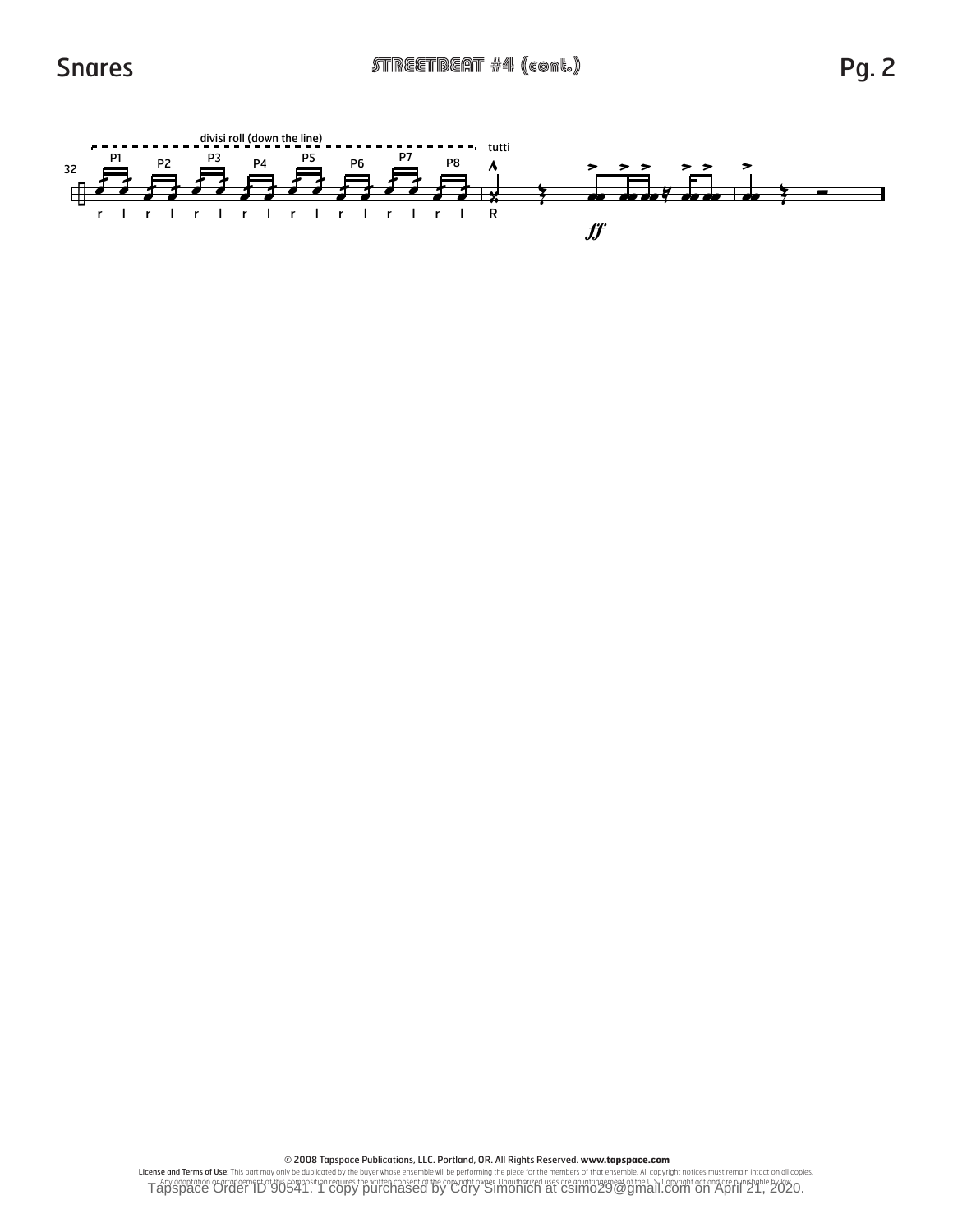# Snares

## STREETBEAT #4 (cont.)

Pg. 2

32

divisi roll (down the line)

P1 P2 P3 P4 P5 P6 P7 P8

tutti

r l r l r l r l r l r l r l r l R

*ff*

© 2008 Tapspace Publications, LLC. Portland, OR. All Rights Reserved. **www.tapspace.com**

**License and Terms of Use:** This part may only be duplicated by the buyer whose ensemble will be performing the piece for the members of that ensemble. All copyright notices must remain intact on all copies. Any adaptation or arrangement of this composition requires the written consent of the copyright owner. Unauthorized uses are an infringement of the U.S. Copyright act and are punishable by law.

Tapspace Order ID 90541. 1 copy purchased by Cory Simonich at csimo29@gmail.com on April 21, 2020.